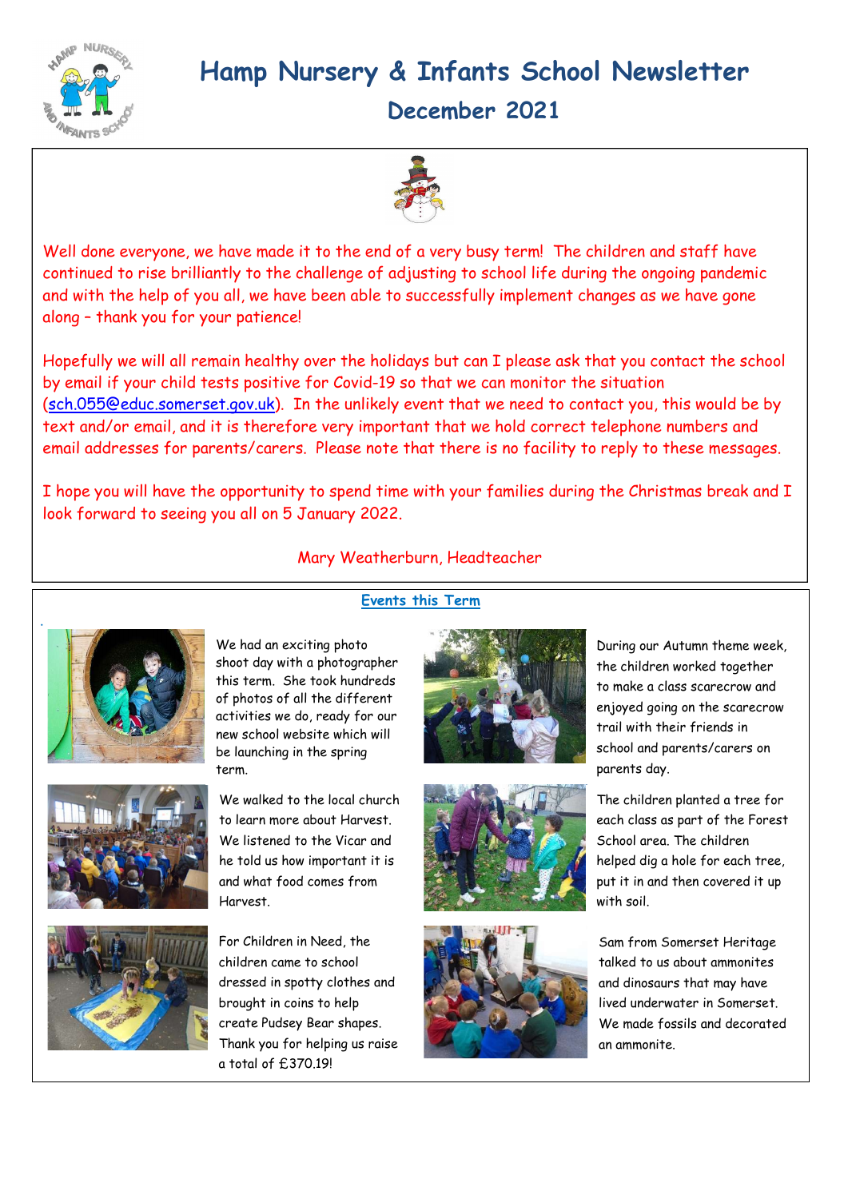# Hamp Nursery & Infants School Newsletter

## December 2021

Well done everyone, we have made it to the end of a very busy term! The children and staff have continued to rise brilliantly to the challenge of adjusting to school life during the ongoing pandemic and with the help of you all, we have been able to successfully implement changes as we have gone along – thank you for your patience!

Hopefully we will all remain healthy over the holidays but can I please ask that you contact the school by email if your child tests positive for Covid-19 so that we can monitor the situation (sch.055@educ.somerset.gov.uk). In the unlikely event that we need to contact you, this would be by text and/or email, and it is therefore very important that we hold correct telephone numbers and email addresses for parents/carers. Please note that there is no facility to reply to these messages.

I hope you will have the opportunity to spend time with your families during the Christmas break and I look forward to seeing you all on 5 January 2022.

Mary Weatherburn, Headteacher

### Events this Term

We had an exciting photo shoot day with a photographer this term. She took hundreds of photos of all the different activities we do, ready for our new school website which will be launching in the spring term.

We walked to the local church to learn more about Harvest. We listened to the Vicar and he told us how important it is and what food comes from Harvest.

For Children in Need, the children came to school dressed in spotty clothes and brought in coins to help create Pudsey Bear shapes. Thank you for helping us raise a total of £370.19!

During our Autumn theme week, the children worked together to make a class scarecrow and enjoyed going on the scarecrow trail with their friends in school and parents/carers on parents day.

The children planted a tree for each class as part of the Forest School area. The children helped dig a hole for each tree, put it in and then covered it up with soil.

Sam from Somerset Heritage talked to us about ammonites and dinosaurs that may have lived underwater in Somerset. We made fossils and decorated an ammonite.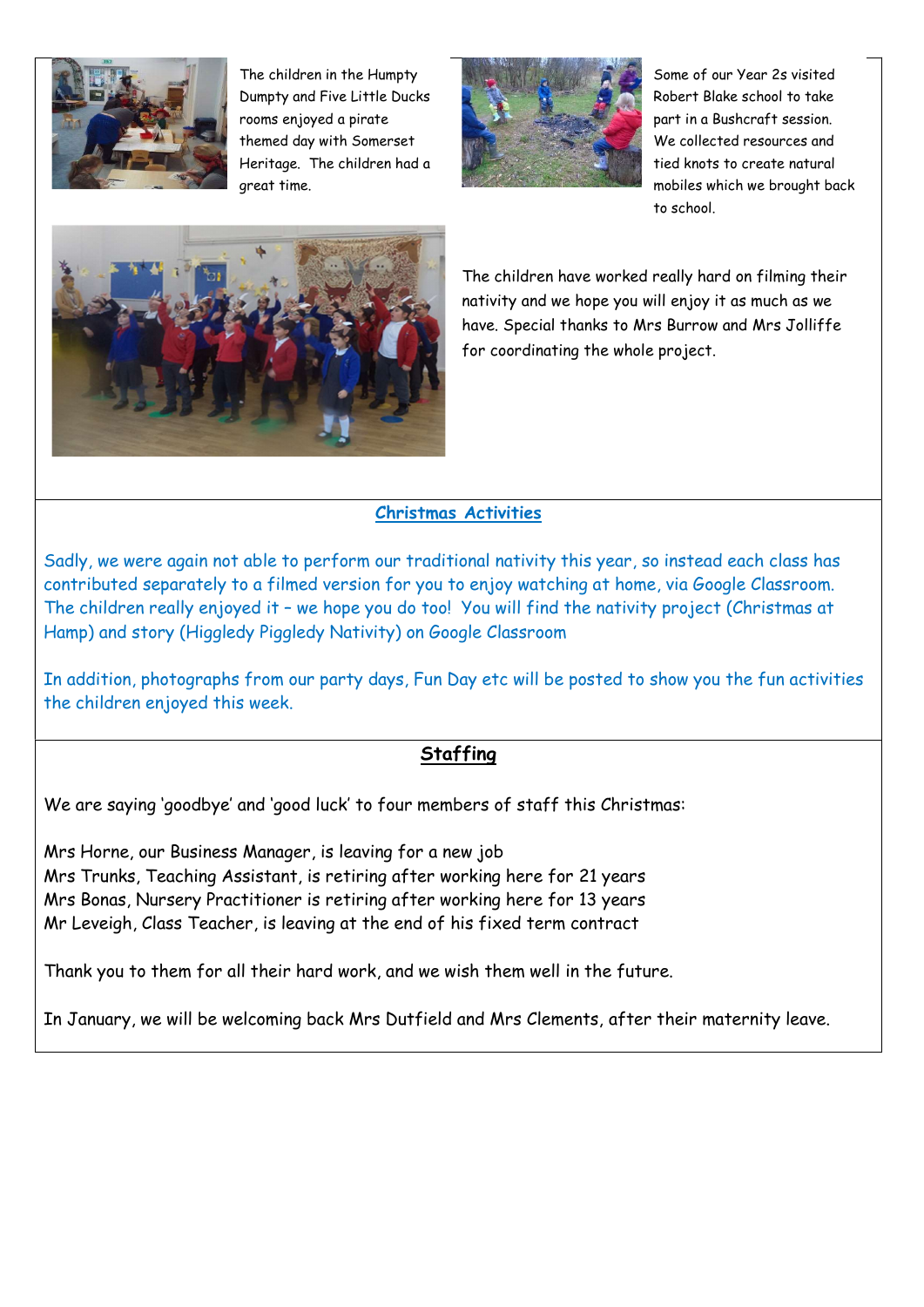The children in the Humpty Dumpty and Five Little Ducks rooms enjoyed a pirate themed day with Somerset Heritage. The children had a great time.

Some of our Year 2s visited Robert Blake school to take part in a Bushcraft session. We collected resources and tied knots to create natural mobiles which we brought back to school.

The children have worked really hard on filming their nativity and we hope you will enjoy it as much as we have. Special thanks to Mrs Burrow and Mrs Jolliffe for coordinating the whole project.

## Christmas Activities

Sadly, we were again not able to perform our traditional nativity this year, so instead each class has contributed separately to a filmed version for you to enjoy watching at home, via Google Classroom. The children really enjoyed it – we hope you do too! You will find the nativity project (Christmas at Hamp) and story (Higgledy Piggledy Nativity) on Google Classroom

In addition, photographs from our party days, Fun Day etc will be posted to show you the fun activities the children enjoyed this week.

## Staffing

We are saying 'goodbye' and 'good luck' to four members of staff this Christmas:

Mrs Horne, our Business Manager, is leaving for a new job
Mrs Trunks, Teaching Assistant, is retiring after working here for 21 years
Mrs Bonas, Nursery Practitioner is retiring after working here for 13 years
Mr Leveigh, Class Teacher, is leaving at the end of his fixed term contract

Thank you to them for all their hard work, and we wish them well in the future.

In January, we will be welcoming back Mrs Dutfield and Mrs Clements, after their maternity leave.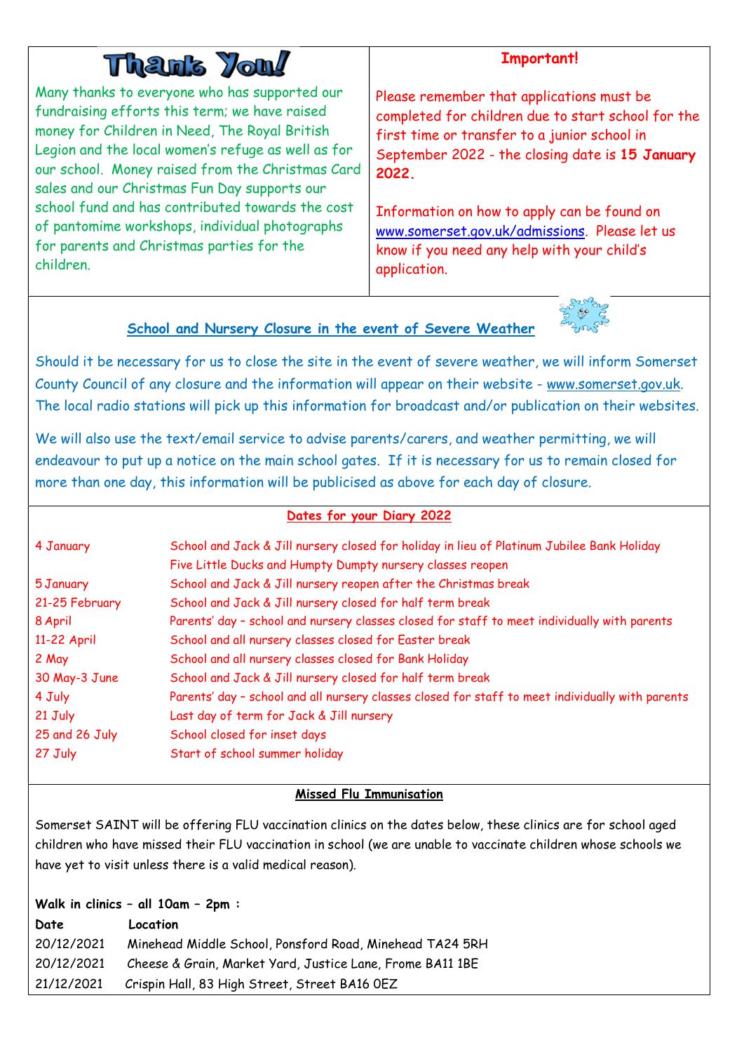## Thank You!

Many thanks to everyone who has supported our fundraising efforts this term; we have raised money for Children in Need, The Royal British Legion and the local women's refuge as well as for our school. Money raised from the Christmas Card sales and our Christmas Fun Day supports our school fund and has contributed towards the cost of pantomime workshops, individual photographs for parents and Christmas parties for the children.

## Important!

Please remember that applications must be completed for children due to start school for the first time or transfer to a junior school in September 2022 - the closing date is **15 January 2022.**

Information on how to apply can be found on www.somerset.gov.uk/admissions. Please let us know if you need any help with your child's application.

## School and Nursery Closure in the event of Severe Weather

Should it be necessary for us to close the site in the event of severe weather, we will inform Somerset County Council of any closure and the information will appear on their website - www.somerset.gov.uk. The local radio stations will pick up this information for broadcast and/or publication on their websites.

We will also use the text/email service to advise parents/carers, and weather permitting, we will endeavour to put up a notice on the main school gates. If it is necessary for us to remain closed for more than one day, this information will be publicised as above for each day of closure.

## Dates for your Diary 2022

| Date | Event |
|---|---|
| 4 January | School and Jack & Jill nursery closed for holiday in lieu of Platinum Jubilee Bank Holiday<br>Five Little Ducks and Humpty Dumpty nursery classes reopen |
| 5 January | School and Jack & Jill nursery reopen after the Christmas break |
| 21-25 February | School and Jack & Jill nursery closed for half term break |
| 8 April | Parents' day – school and nursery classes closed for staff to meet individually with parents |
| 11-22 April | School and all nursery classes closed for Easter break |
| 2 May | School and all nursery classes closed for Bank Holiday |
| 30 May-3 June | School and Jack & Jill nursery closed for half term break |
| 4 July | Parents' day – school and all nursery classes closed for staff to meet individually with parents |
| 21 July | Last day of term for Jack & Jill nursery |
| 25 and 26 July | School closed for inset days |
| 27 July | Start of school summer holiday |

## Missed Flu Immunisation

Somerset SAINT will be offering FLU vaccination clinics on the dates below, these clinics are for school aged children who have missed their FLU vaccination in school (we are unable to vaccinate children whose schools we have yet to visit unless there is a valid medical reason).

**Walk in clinics – all 10am – 2pm :**

| **Date** | **Location** |
|---|---|
| 20/12/2021 | Minehead Middle School, Ponsford Road, Minehead TA24 5RH |
| 20/12/2021 | Cheese & Grain, Market Yard, Justice Lane, Frome BA11 1BE |
| 21/12/2021 | Crispin Hall, 83 High Street, Street BA16 0EZ |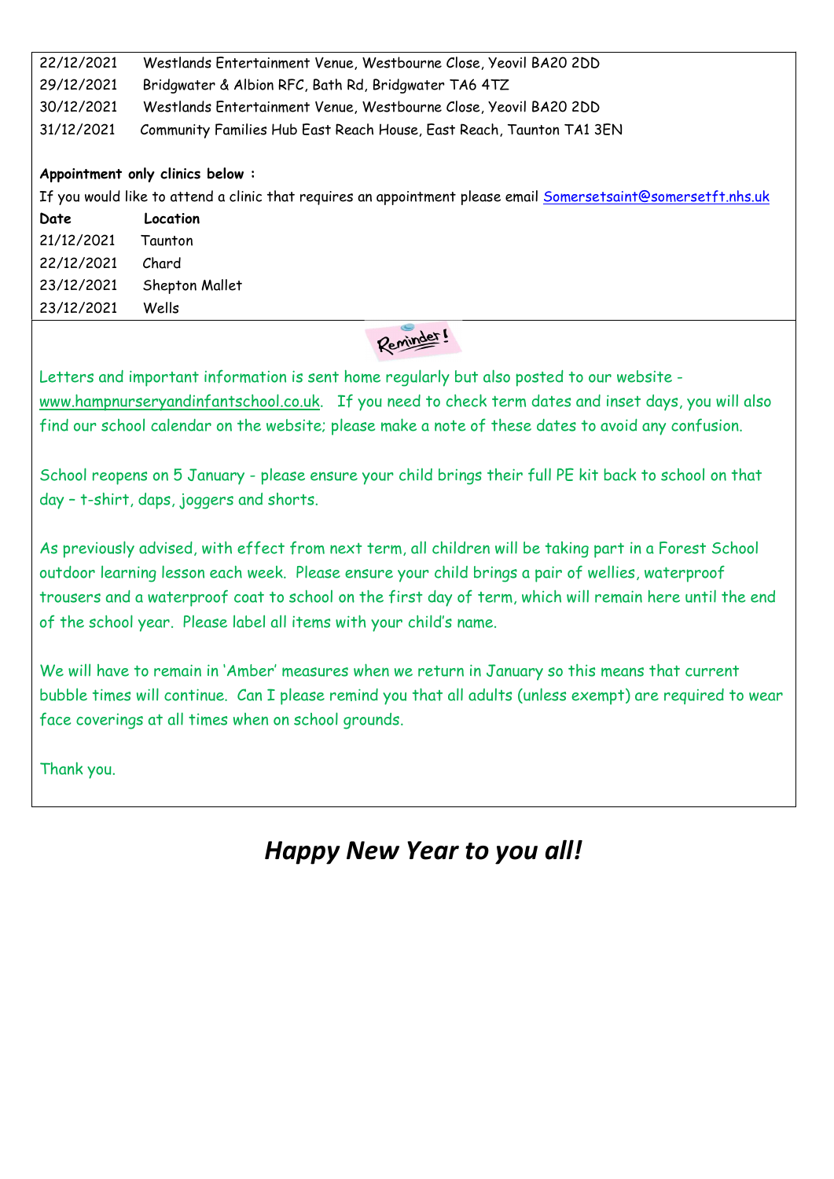| | |
|---|---|
| 22/12/2021 | Westlands Entertainment Venue, Westbourne Close, Yeovil BA20 2DD |
| 29/12/2021 | Bridgwater & Albion RFC, Bath Rd, Bridgwater TA6 4TZ |
| 30/12/2021 | Westlands Entertainment Venue, Westbourne Close, Yeovil BA20 2DD |
| 31/12/2021 | Community Families Hub East Reach House, East Reach, Taunton TA1 3EN |

**Appointment only clinics below :**

If you would like to attend a clinic that requires an appointment please email Somersetsaint@somersetft.nhs.uk

| **Date** | **Location** |
|---|---|
| 21/12/2021 | Taunton |
| 22/12/2021 | Chard |
| 23/12/2021 | Shepton Mallet |
| 23/12/2021 | Wells |

Reminder!

Letters and important information is sent home regularly but also posted to our website - www.hampnurseryandinfantschool.co.uk. If you need to check term dates and inset days, you will also find our school calendar on the website; please make a note of these dates to avoid any confusion.

School reopens on 5 January - please ensure your child brings their full PE kit back to school on that day – t-shirt, daps, joggers and shorts.

As previously advised, with effect from next term, all children will be taking part in a Forest School outdoor learning lesson each week. Please ensure your child brings a pair of wellies, waterproof trousers and a waterproof coat to school on the first day of term, which will remain here until the end of the school year. Please label all items with your child's name.

We will have to remain in 'Amber' measures when we return in January so this means that current bubble times will continue. Can I please remind you that all adults (unless exempt) are required to wear face coverings at all times when on school grounds.

Thank you.

***Happy New Year to you all!***